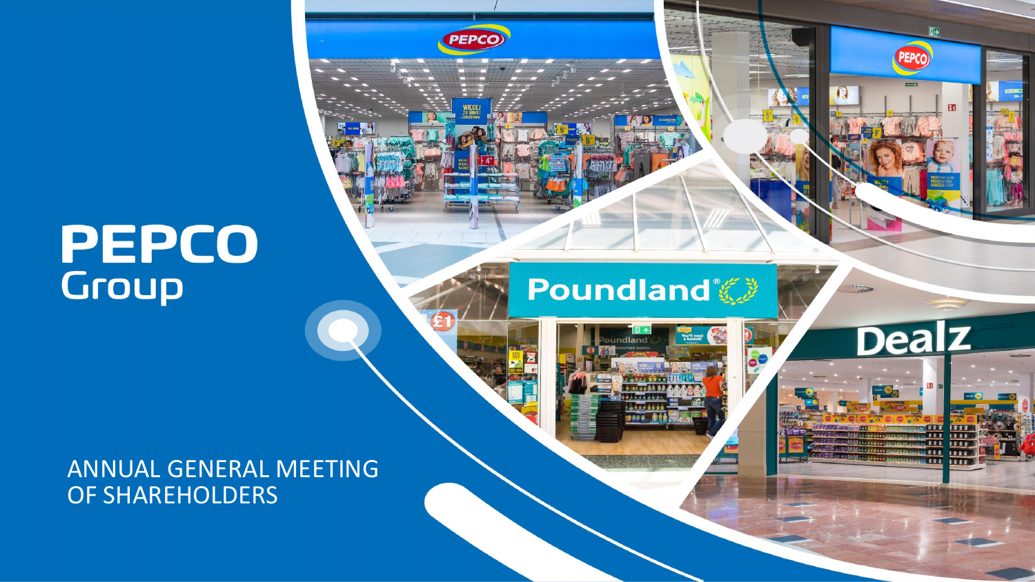# PEPCO Group

ANNUAL GENERAL MEETING OF SHAREHOLDERS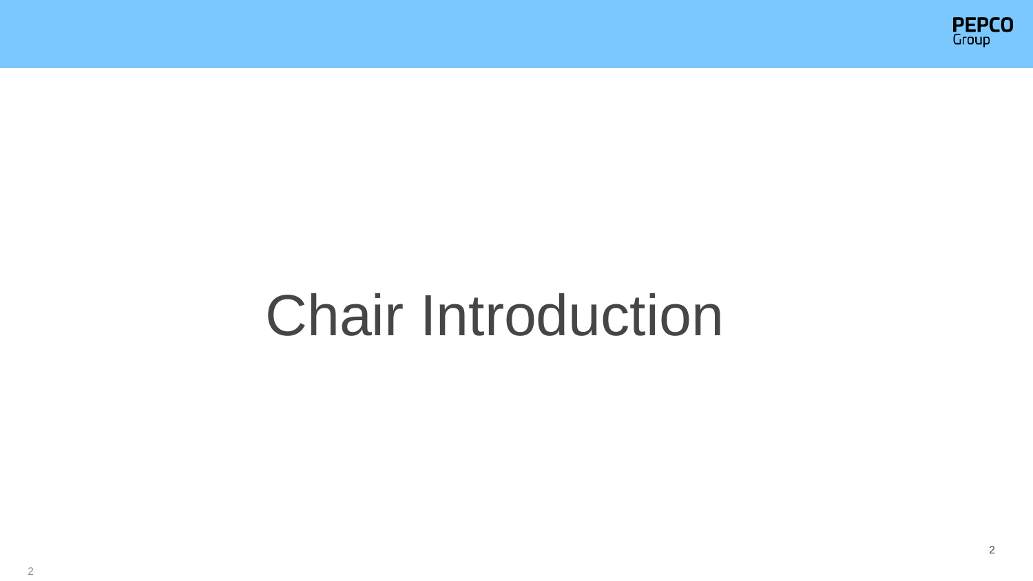# Chair Introduction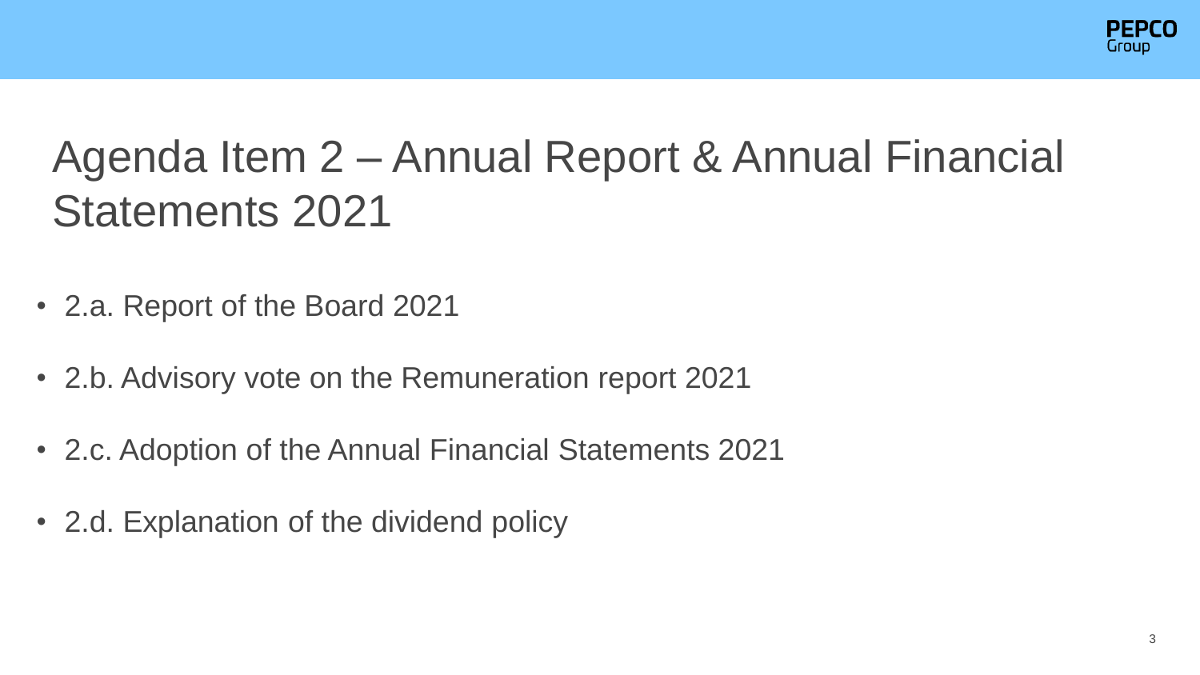# Agenda Item 2 – Annual Report & Annual Financial Statements 2021

- 2.a. Report of the Board 2021
- 2.b. Advisory vote on the Remuneration report 2021
- 2.c. Adoption of the Annual Financial Statements 2021
- 2.d. Explanation of the dividend policy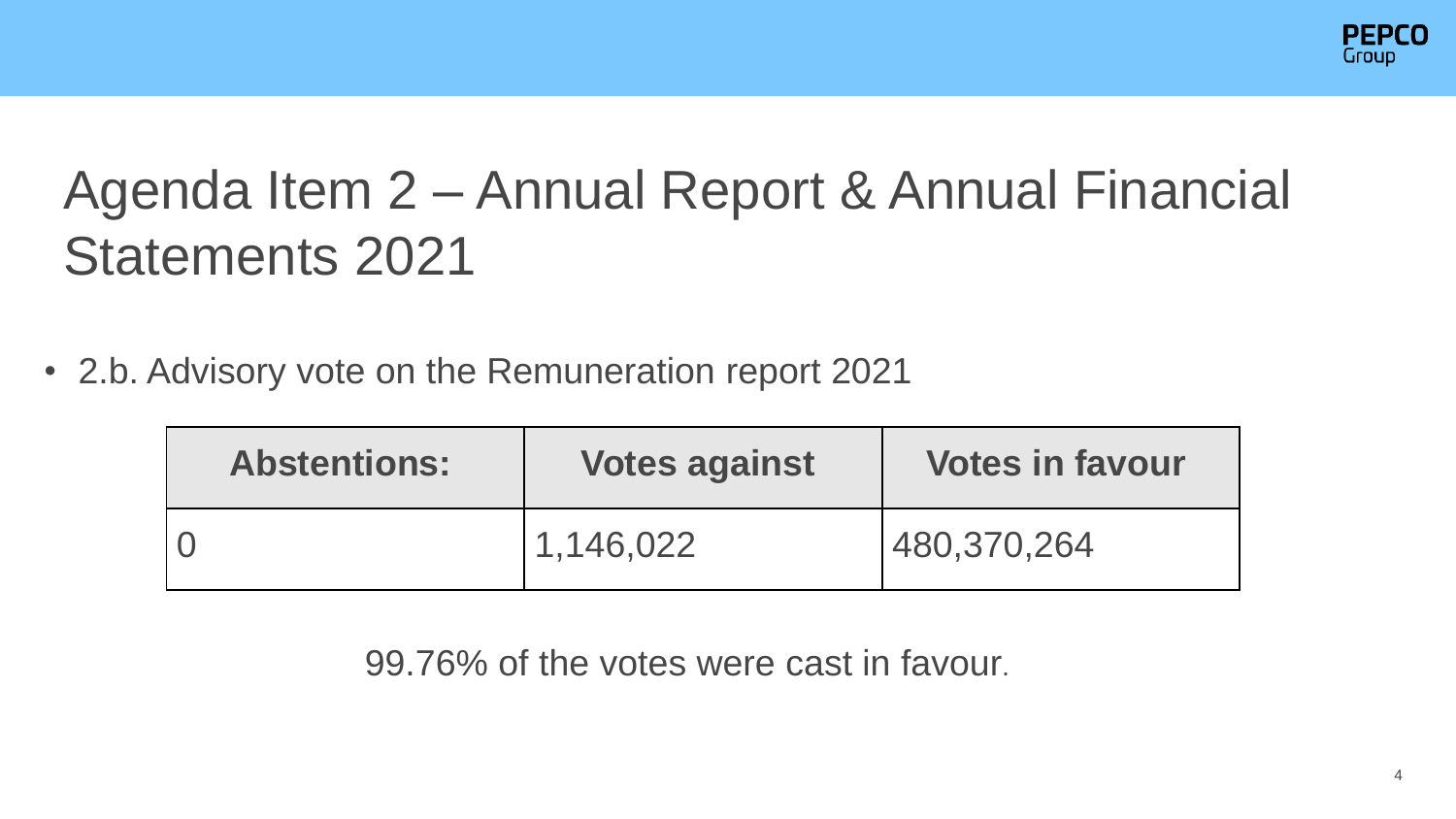# Agenda Item 2 – Annual Report & Annual Financial Statements 2021

- 2.b. Advisory vote on the Remuneration report 2021

| Abstentions: | Votes against | Votes in favour |
|---|---|---|
| 0 | 1,146,022 | 480,370,264 |

99.76% of the votes were cast in favour.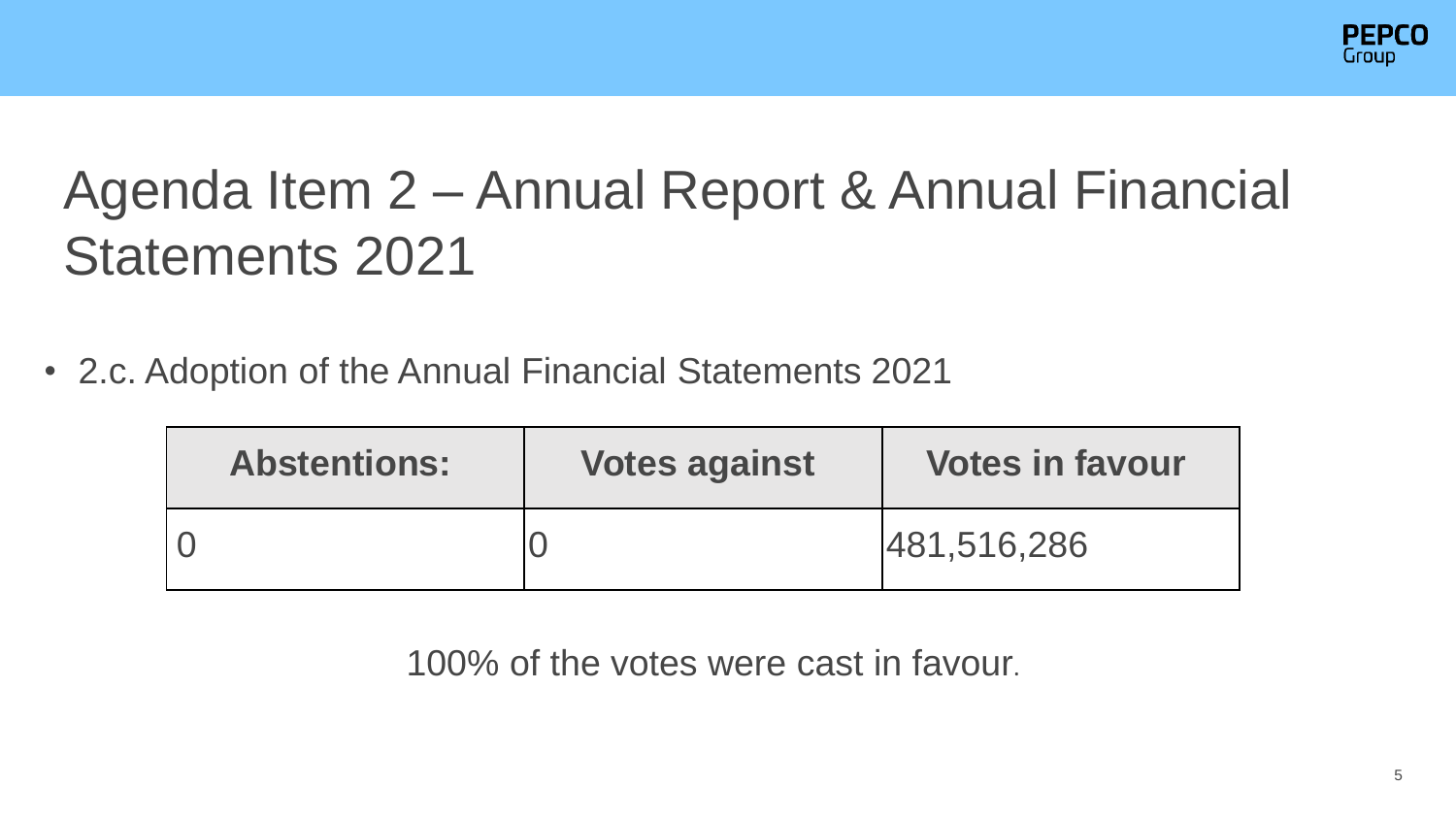# Agenda Item 2 – Annual Report & Annual Financial Statements 2021

- 2.c. Adoption of the Annual Financial Statements 2021

| Abstentions: | Votes against | Votes in favour |
| --- | --- | --- |
| 0 | 0 | 481,516,286 |

100% of the votes were cast in favour.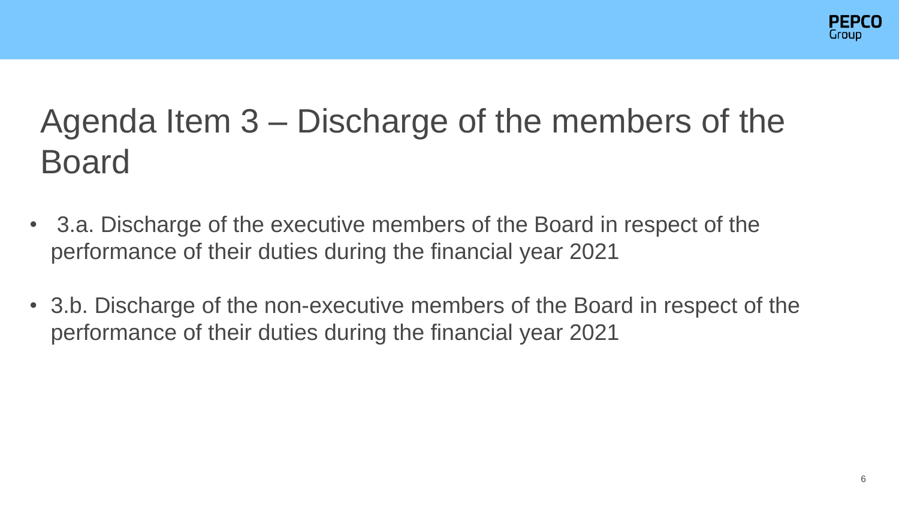# Agenda Item 3 – Discharge of the members of the Board

- 3.a. Discharge of the executive members of the Board in respect of the performance of their duties during the financial year 2021
- 3.b. Discharge of the non-executive members of the Board in respect of the performance of their duties during the financial year 2021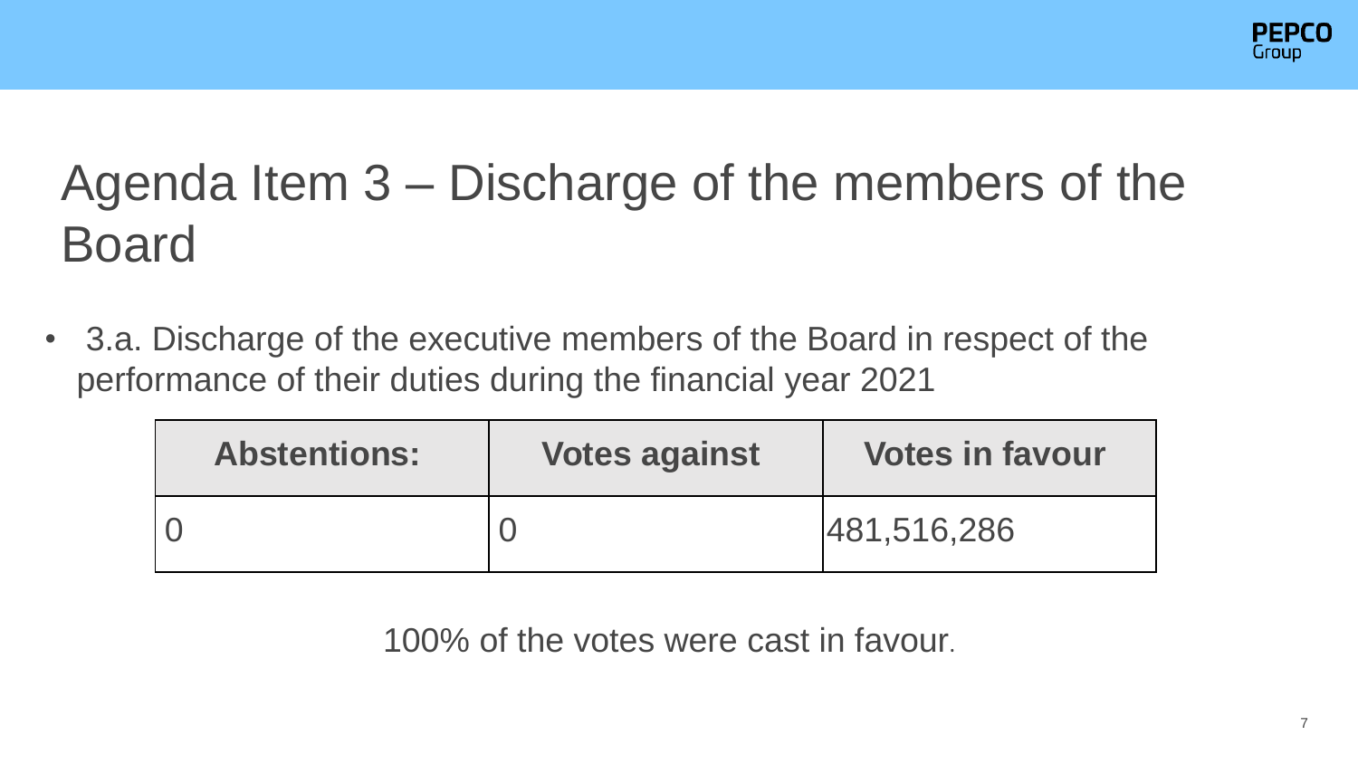# Agenda Item 3 – Discharge of the members of the Board

- 3.a. Discharge of the executive members of the Board in respect of the performance of their duties during the financial year 2021

| Abstentions: | Votes against | Votes in favour |
|---|---|---|
| 0 | 0 | 481,516,286 |

100% of the votes were cast in favour.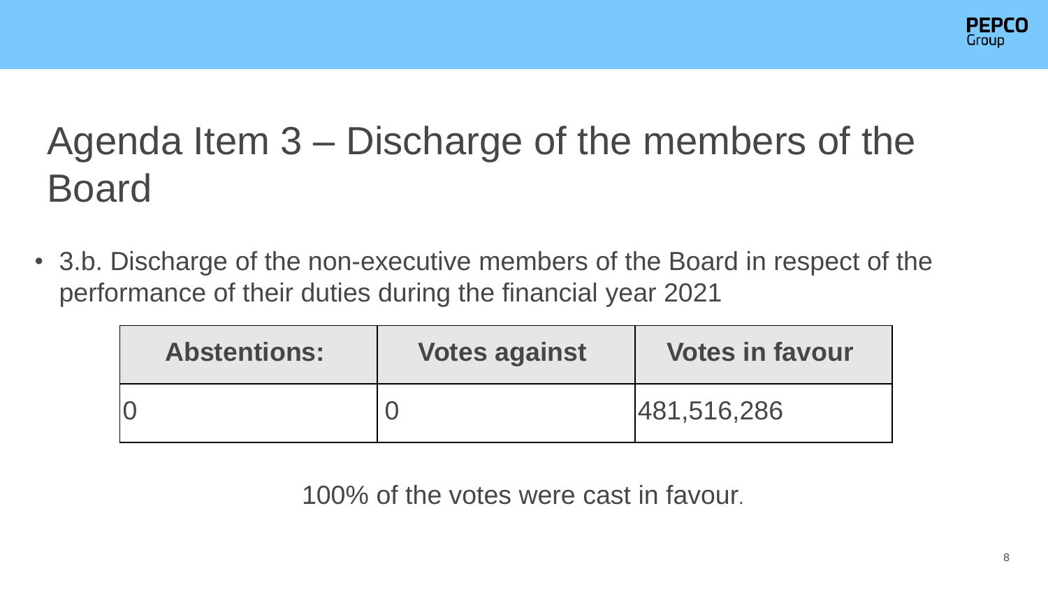# Agenda Item 3 – Discharge of the members of the Board

- 3.b. Discharge of the non-executive members of the Board in respect of the performance of their duties during the financial year 2021

| Abstentions: | Votes against | Votes in favour |
| --- | --- | --- |
| 0 | 0 | 481,516,286 |

100% of the votes were cast in favour.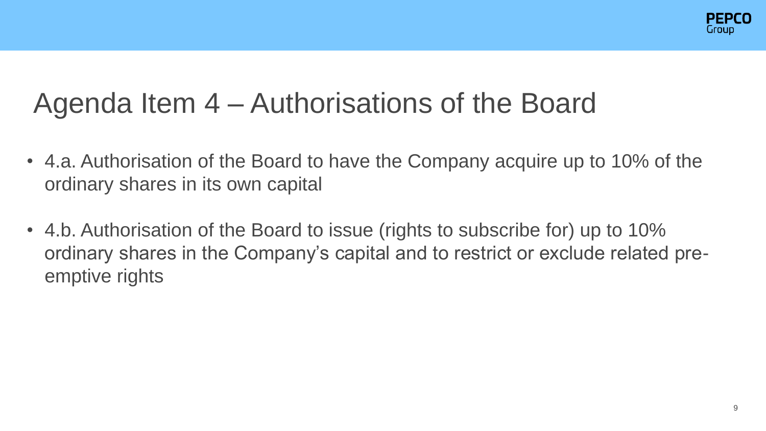# Agenda Item 4 – Authorisations of the Board

- 4.a. Authorisation of the Board to have the Company acquire up to 10% of the ordinary shares in its own capital
- 4.b. Authorisation of the Board to issue (rights to subscribe for) up to 10% ordinary shares in the Company's capital and to restrict or exclude related pre-emptive rights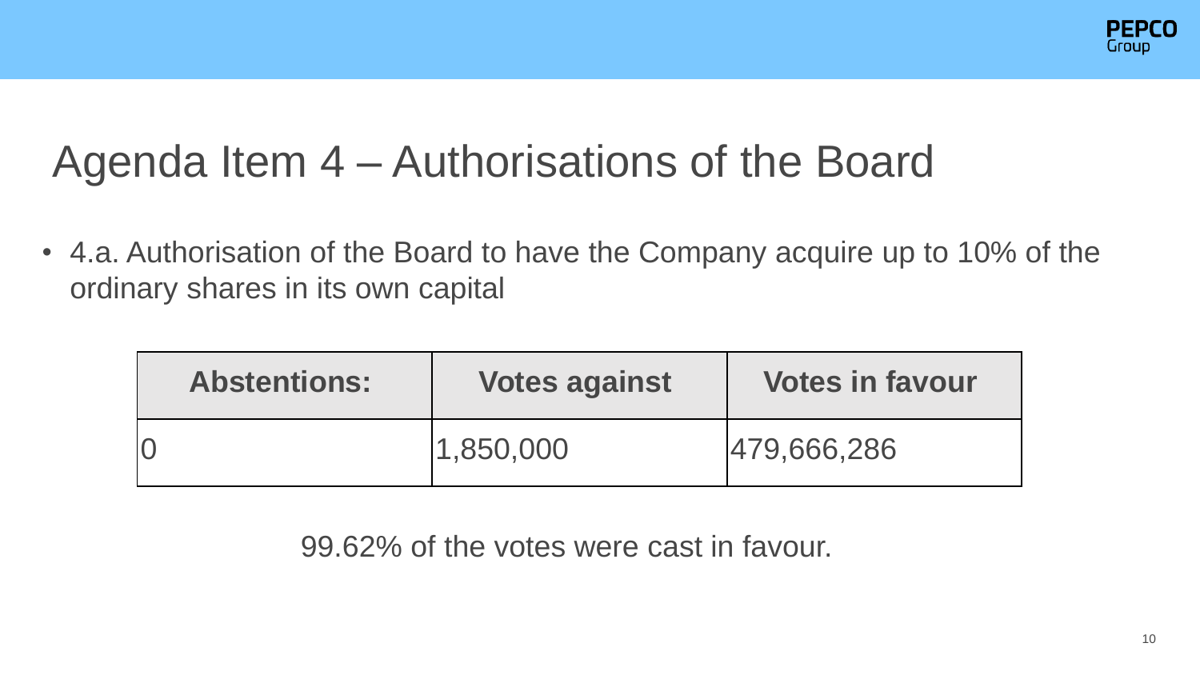# Agenda Item 4 – Authorisations of the Board

- 4.a. Authorisation of the Board to have the Company acquire up to 10% of the ordinary shares in its own capital

| Abstentions: | Votes against | Votes in favour |
| --- | --- | --- |
| 0 | 1,850,000 | 479,666,286 |

99.62% of the votes were cast in favour.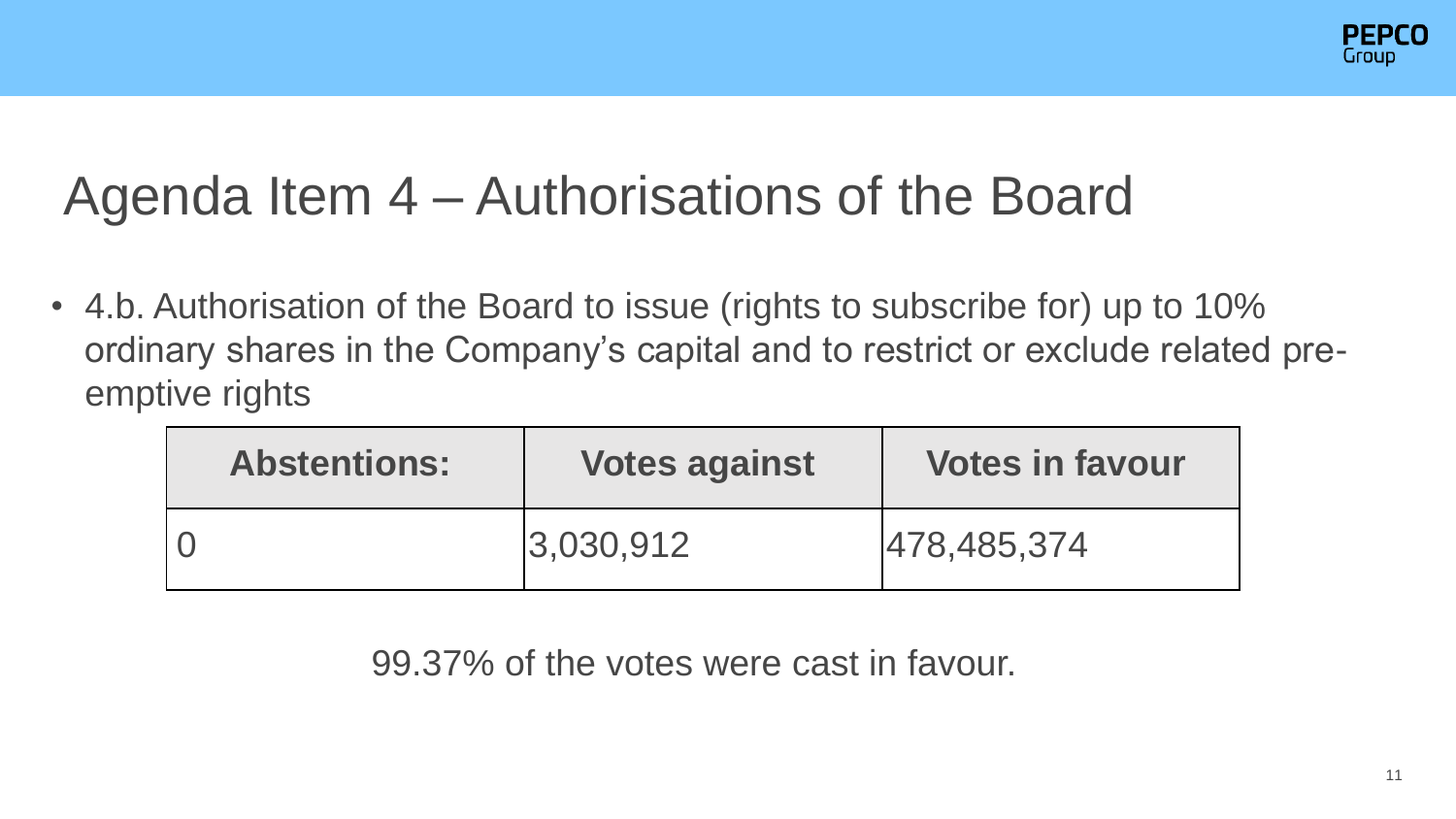# Agenda Item 4 – Authorisations of the Board

- 4.b. Authorisation of the Board to issue (rights to subscribe for) up to 10% ordinary shares in the Company's capital and to restrict or exclude related pre-emptive rights

| Abstentions: | Votes against | Votes in favour |
|---|---|---|
| 0 | 3,030,912 | 478,485,374 |

99.37% of the votes were cast in favour.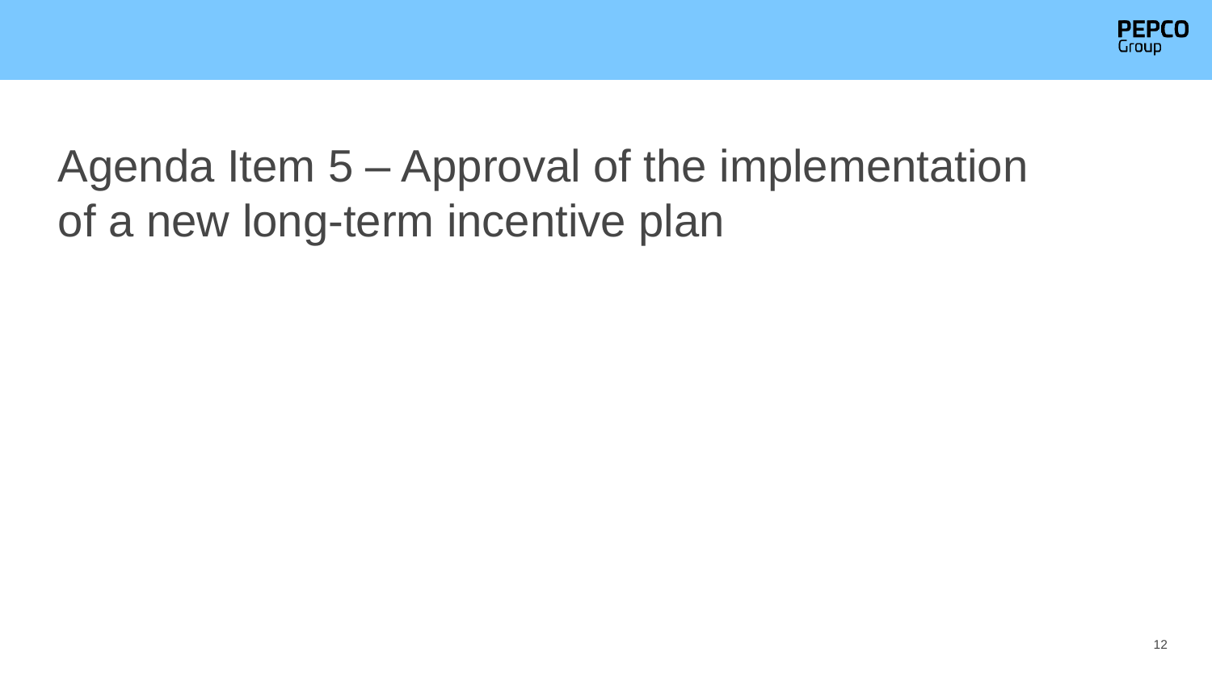# Agenda Item 5 – Approval of the implementation of a new long-term incentive plan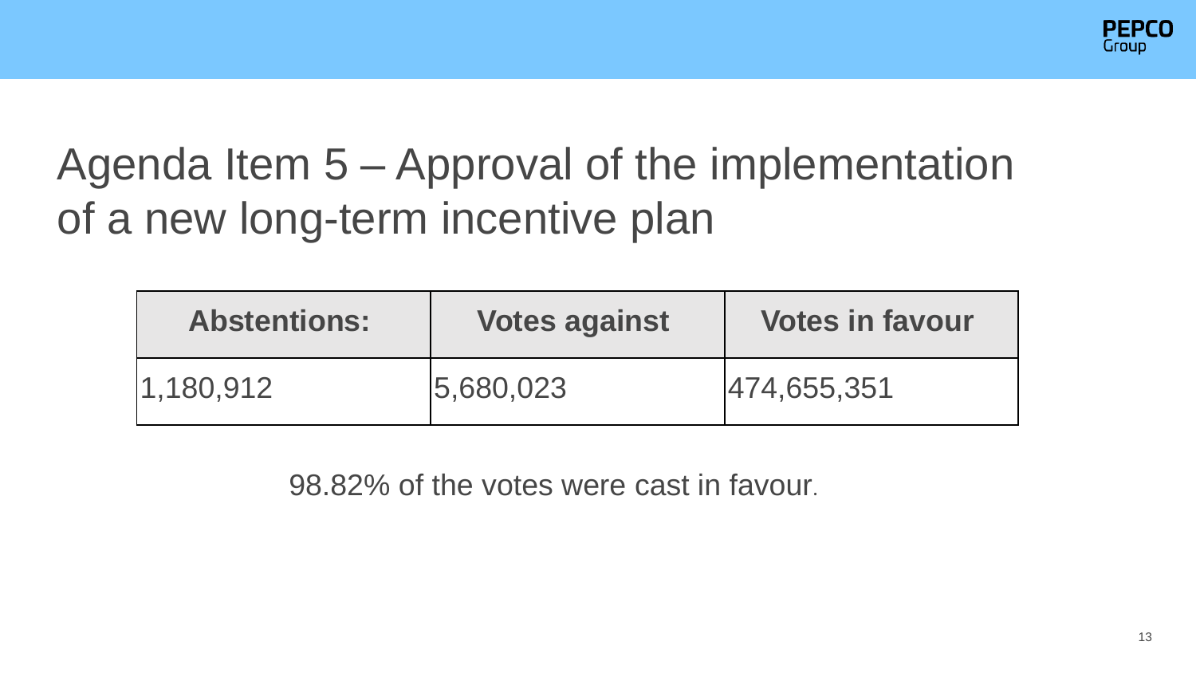# Agenda Item 5 – Approval of the implementation of a new long-term incentive plan

| Abstentions: | Votes against | Votes in favour |
|---|---|---|
| 1,180,912 | 5,680,023 | 474,655,351 |

98.82% of the votes were cast in favour.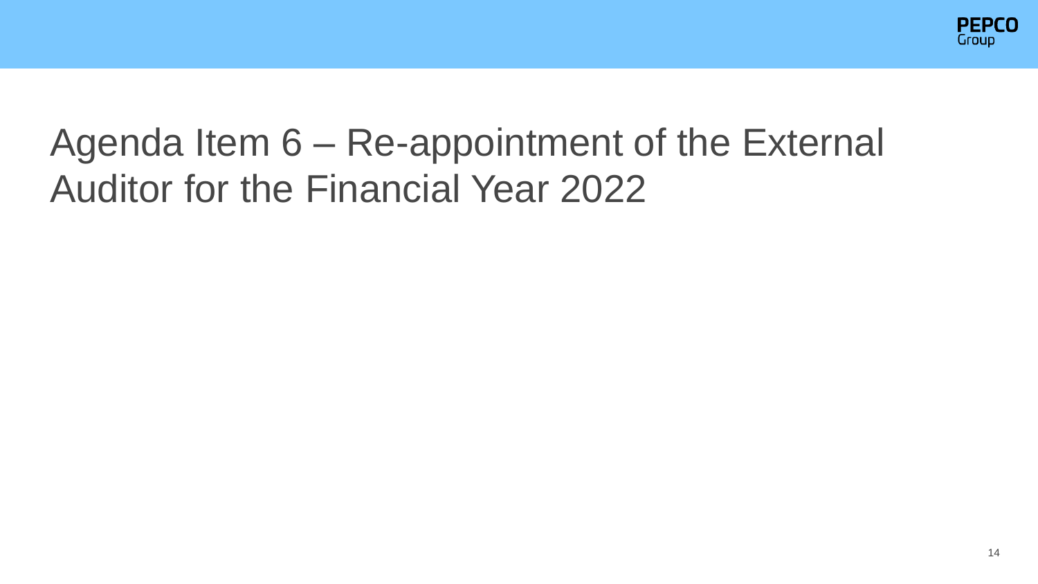# Agenda Item 6 – Re-appointment of the External Auditor for the Financial Year 2022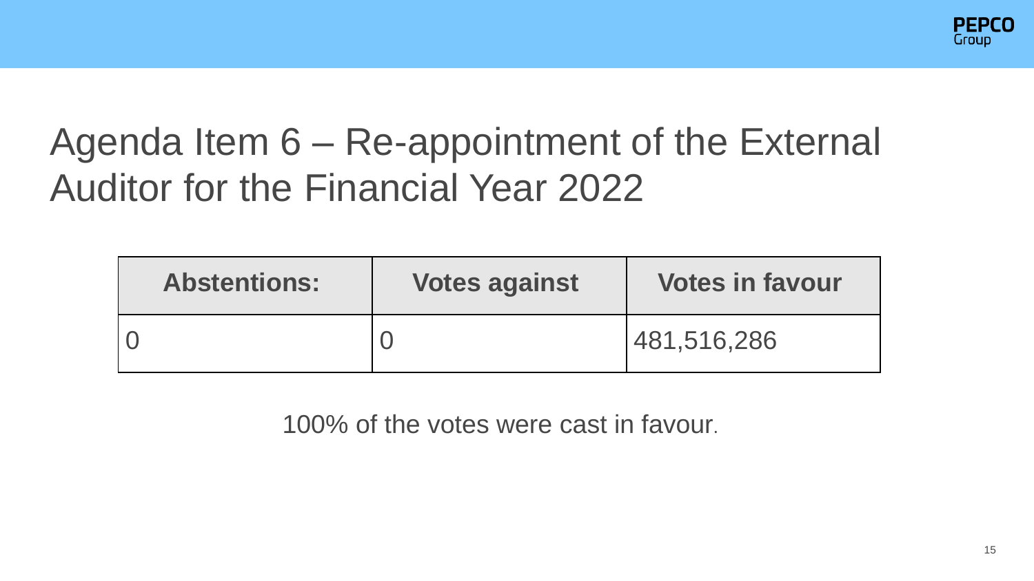# Agenda Item 6 – Re-appointment of the External Auditor for the Financial Year 2022

| Abstentions: | Votes against | Votes in favour |
|---|---|---|
| 0 | 0 | 481,516,286 |

100% of the votes were cast in favour.